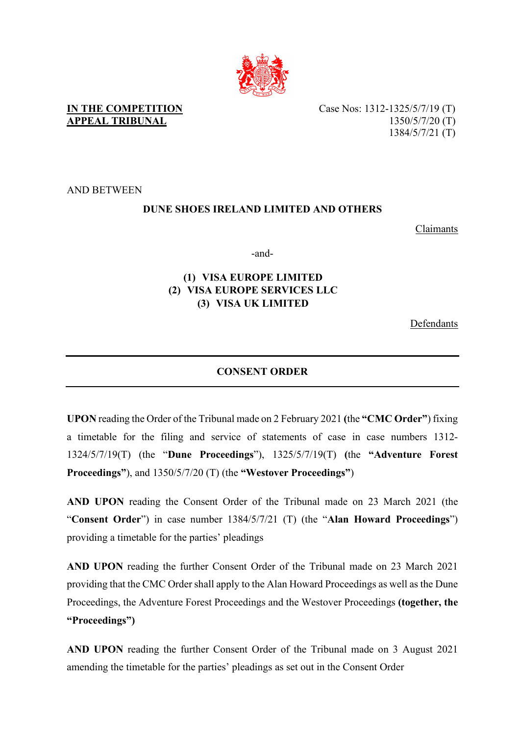**IN THE COMPETITION APPEAL TRIBUNAL**

Case Nos: 1312-1325/5/7/19 (T)
1350/5/7/20 (T)
1384/5/7/21 (T)

AND BETWEEN

**DUNE SHOES IRELAND LIMITED AND OTHERS**

Claimants

-and-

**(1) VISA EUROPE LIMITED**
**(2) VISA EUROPE SERVICES LLC**
**(3) VISA UK LIMITED**

Defendants

---

## CONSENT ORDER

---

**UPON** reading the Order of the Tribunal made on 2 February 2021 **(**the **"CMC Order"**) fixing a timetable for the filing and service of statements of case in case numbers 1312-1324/5/7/19(T) (the "**Dune Proceedings**"), 1325/5/7/19(T) **(**the **"Adventure Forest Proceedings"**), and 1350/5/7/20 (T) (the **"Westover Proceedings"**)

**AND UPON** reading the Consent Order of the Tribunal made on 23 March 2021 (the "**Consent Order**") in case number 1384/5/7/21 (T) (the "**Alan Howard Proceedings**") providing a timetable for the parties' pleadings

**AND UPON** reading the further Consent Order of the Tribunal made on 23 March 2021 providing that the CMC Order shall apply to the Alan Howard Proceedings as well as the Dune Proceedings, the Adventure Forest Proceedings and the Westover Proceedings **(together, the "Proceedings")**

**AND UPON** reading the further Consent Order of the Tribunal made on 3 August 2021 amending the timetable for the parties' pleadings as set out in the Consent Order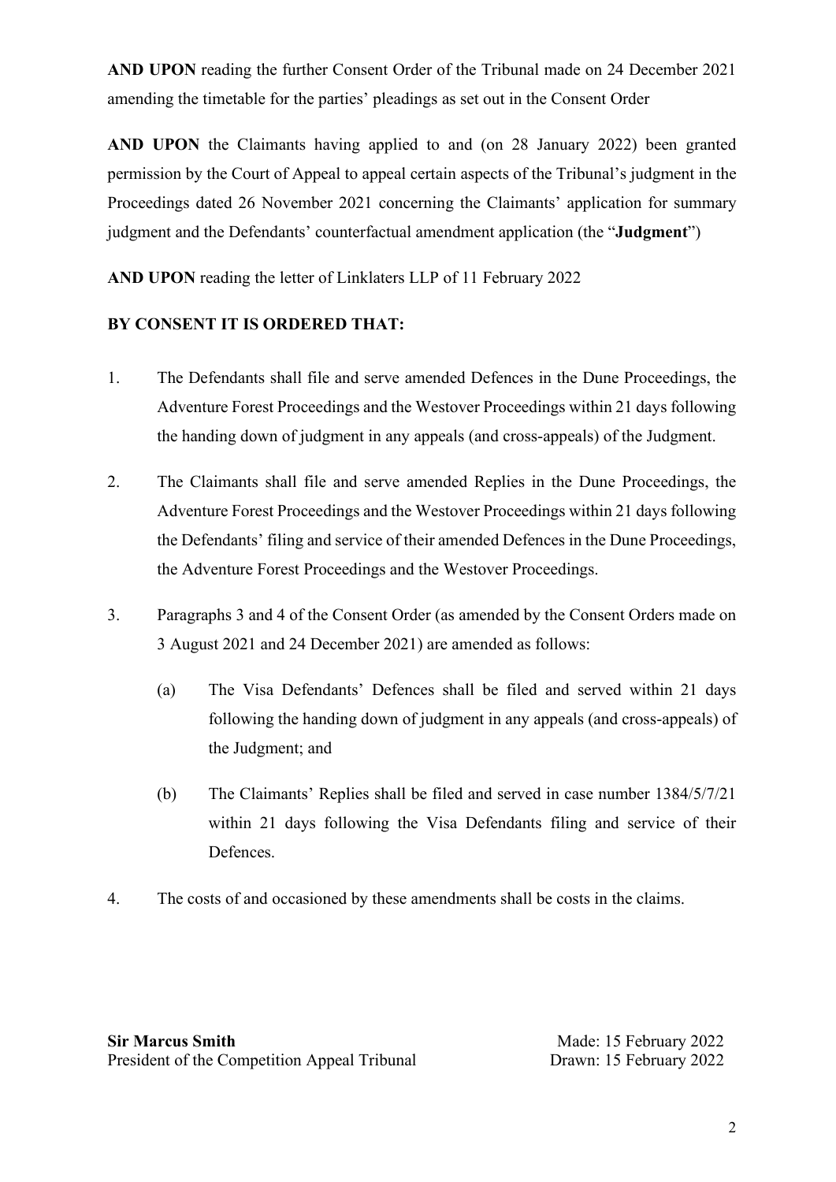**AND UPON** reading the further Consent Order of the Tribunal made on 24 December 2021 amending the timetable for the parties' pleadings as set out in the Consent Order

**AND UPON** the Claimants having applied to and (on 28 January 2022) been granted permission by the Court of Appeal to appeal certain aspects of the Tribunal's judgment in the Proceedings dated 26 November 2021 concerning the Claimants' application for summary judgment and the Defendants' counterfactual amendment application (the "**Judgment**")

**AND UPON** reading the letter of Linklaters LLP of 11 February 2022

**BY CONSENT IT IS ORDERED THAT:**

1. The Defendants shall file and serve amended Defences in the Dune Proceedings, the Adventure Forest Proceedings and the Westover Proceedings within 21 days following the handing down of judgment in any appeals (and cross-appeals) of the Judgment.

2. The Claimants shall file and serve amended Replies in the Dune Proceedings, the Adventure Forest Proceedings and the Westover Proceedings within 21 days following the Defendants' filing and service of their amended Defences in the Dune Proceedings, the Adventure Forest Proceedings and the Westover Proceedings.

3. Paragraphs 3 and 4 of the Consent Order (as amended by the Consent Orders made on 3 August 2021 and 24 December 2021) are amended as follows:

   (a) The Visa Defendants' Defences shall be filed and served within 21 days following the handing down of judgment in any appeals (and cross-appeals) of the Judgment; and

   (b) The Claimants' Replies shall be filed and served in case number 1384/5/7/21 within 21 days following the Visa Defendants filing and service of their Defences.

4. The costs of and occasioned by these amendments shall be costs in the claims.

**Sir Marcus Smith**
President of the Competition Appeal Tribunal

Made: 15 February 2022
Drawn: 15 February 2022